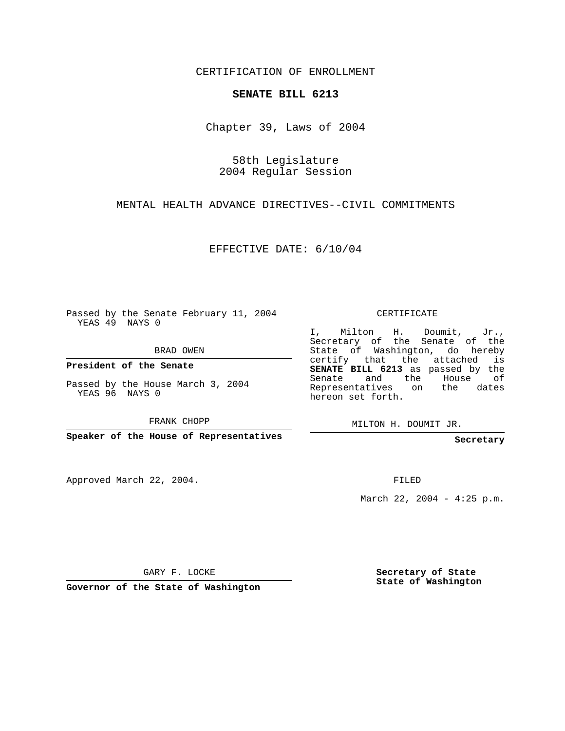CERTIFICATION OF ENROLLMENT

**SENATE BILL 6213**

Chapter 39, Laws of 2004

58th Legislature
2004 Regular Session

MENTAL HEALTH ADVANCE DIRECTIVES--CIVIL COMMITMENTS

EFFECTIVE DATE: 6/10/04

Passed by the Senate February 11, 2004
YEAS 49 NAYS 0

BRAD OWEN

**President of the Senate**

Passed by the House March 3, 2004
YEAS 96 NAYS 0

FRANK CHOPP

**Speaker of the House of Representatives**

Approved March 22, 2004.

GARY F. LOCKE

**Governor of the State of Washington**

CERTIFICATE

I, Milton H. Doumit, Jr., Secretary of the Senate of the State of Washington, do hereby certify that the attached is **SENATE BILL 6213** as passed by the Senate and the House of Representatives on the dates hereon set forth.

MILTON H. DOUMIT JR.

**Secretary**

FILED

March 22, 2004 - 4:25 p.m.

**Secretary of State**
**State of Washington**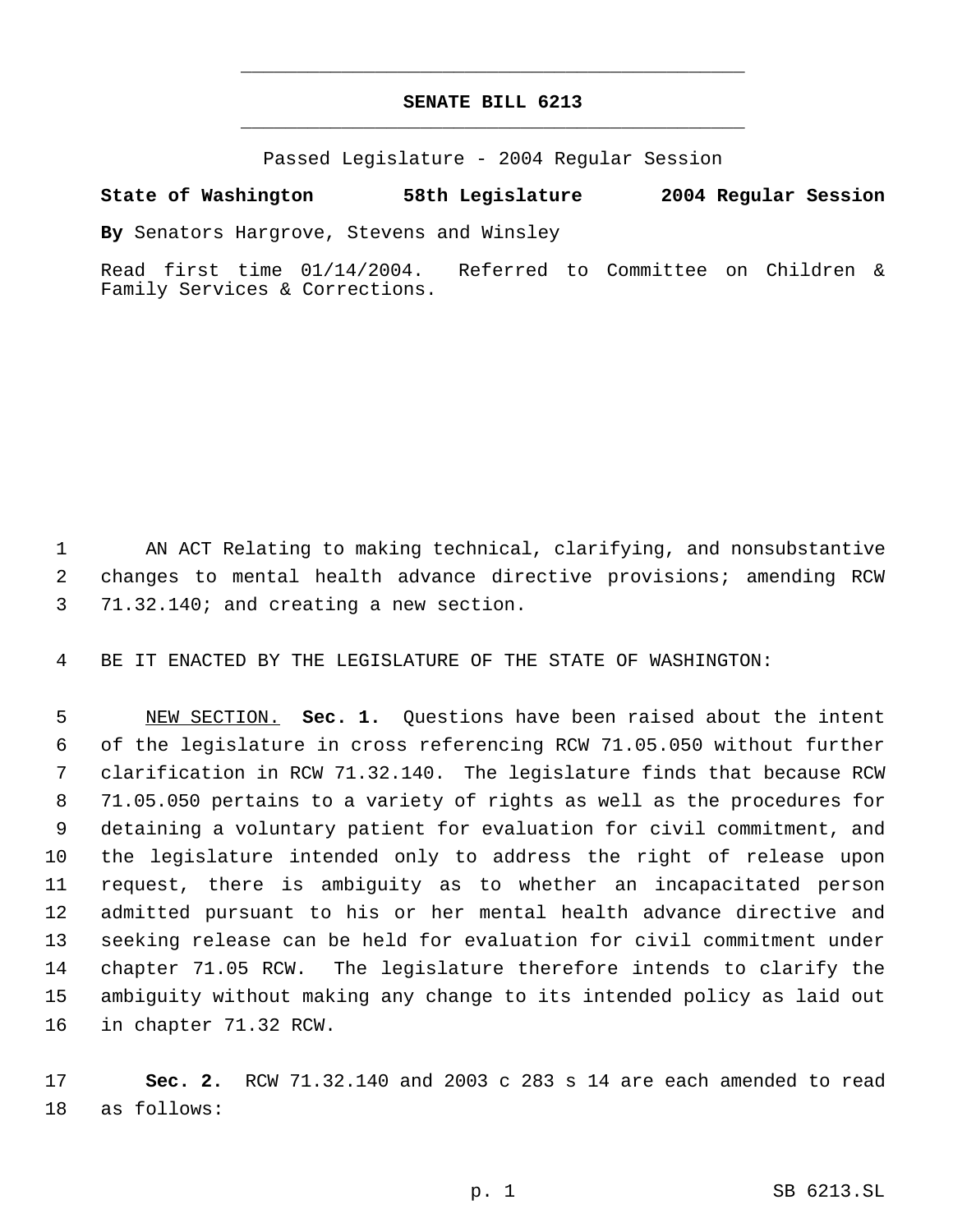# SENATE BILL 6213

Passed Legislature - 2004 Regular Session

**State of Washington 58th Legislature 2004 Regular Session**

**By** Senators Hargrove, Stevens and Winsley

Read first time 01/14/2004. Referred to Committee on Children & Family Services & Corrections.

AN ACT Relating to making technical, clarifying, and nonsubstantive changes to mental health advance directive provisions; amending RCW 71.32.140; and creating a new section.

BE IT ENACTED BY THE LEGISLATURE OF THE STATE OF WASHINGTON:

NEW SECTION. **Sec. 1.** Questions have been raised about the intent of the legislature in cross referencing RCW 71.05.050 without further clarification in RCW 71.32.140. The legislature finds that because RCW 71.05.050 pertains to a variety of rights as well as the procedures for detaining a voluntary patient for evaluation for civil commitment, and the legislature intended only to address the right of release upon request, there is ambiguity as to whether an incapacitated person admitted pursuant to his or her mental health advance directive and seeking release can be held for evaluation for civil commitment under chapter 71.05 RCW. The legislature therefore intends to clarify the ambiguity without making any change to its intended policy as laid out in chapter 71.32 RCW.

**Sec. 2.** RCW 71.32.140 and 2003 c 283 s 14 are each amended to read as follows: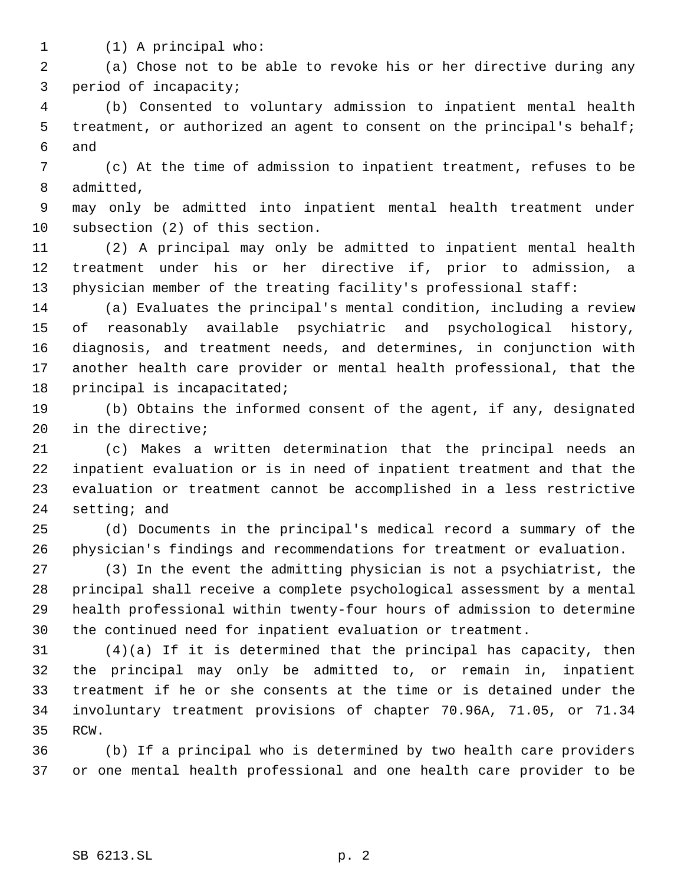(1) A principal who:

(a) Chose not to be able to revoke his or her directive during any period of incapacity;

(b) Consented to voluntary admission to inpatient mental health treatment, or authorized an agent to consent on the principal's behalf; and

(c) At the time of admission to inpatient treatment, refuses to be admitted,

may only be admitted into inpatient mental health treatment under subsection (2) of this section.

(2) A principal may only be admitted to inpatient mental health treatment under his or her directive if, prior to admission, a physician member of the treating facility's professional staff:

(a) Evaluates the principal's mental condition, including a review of reasonably available psychiatric and psychological history, diagnosis, and treatment needs, and determines, in conjunction with another health care provider or mental health professional, that the principal is incapacitated;

(b) Obtains the informed consent of the agent, if any, designated in the directive;

(c) Makes a written determination that the principal needs an inpatient evaluation or is in need of inpatient treatment and that the evaluation or treatment cannot be accomplished in a less restrictive setting; and

(d) Documents in the principal's medical record a summary of the physician's findings and recommendations for treatment or evaluation.

(3) In the event the admitting physician is not a psychiatrist, the principal shall receive a complete psychological assessment by a mental health professional within twenty-four hours of admission to determine the continued need for inpatient evaluation or treatment.

(4)(a) If it is determined that the principal has capacity, then the principal may only be admitted to, or remain in, inpatient treatment if he or she consents at the time or is detained under the involuntary treatment provisions of chapter 70.96A, 71.05, or 71.34 RCW.

(b) If a principal who is determined by two health care providers or one mental health professional and one health care provider to be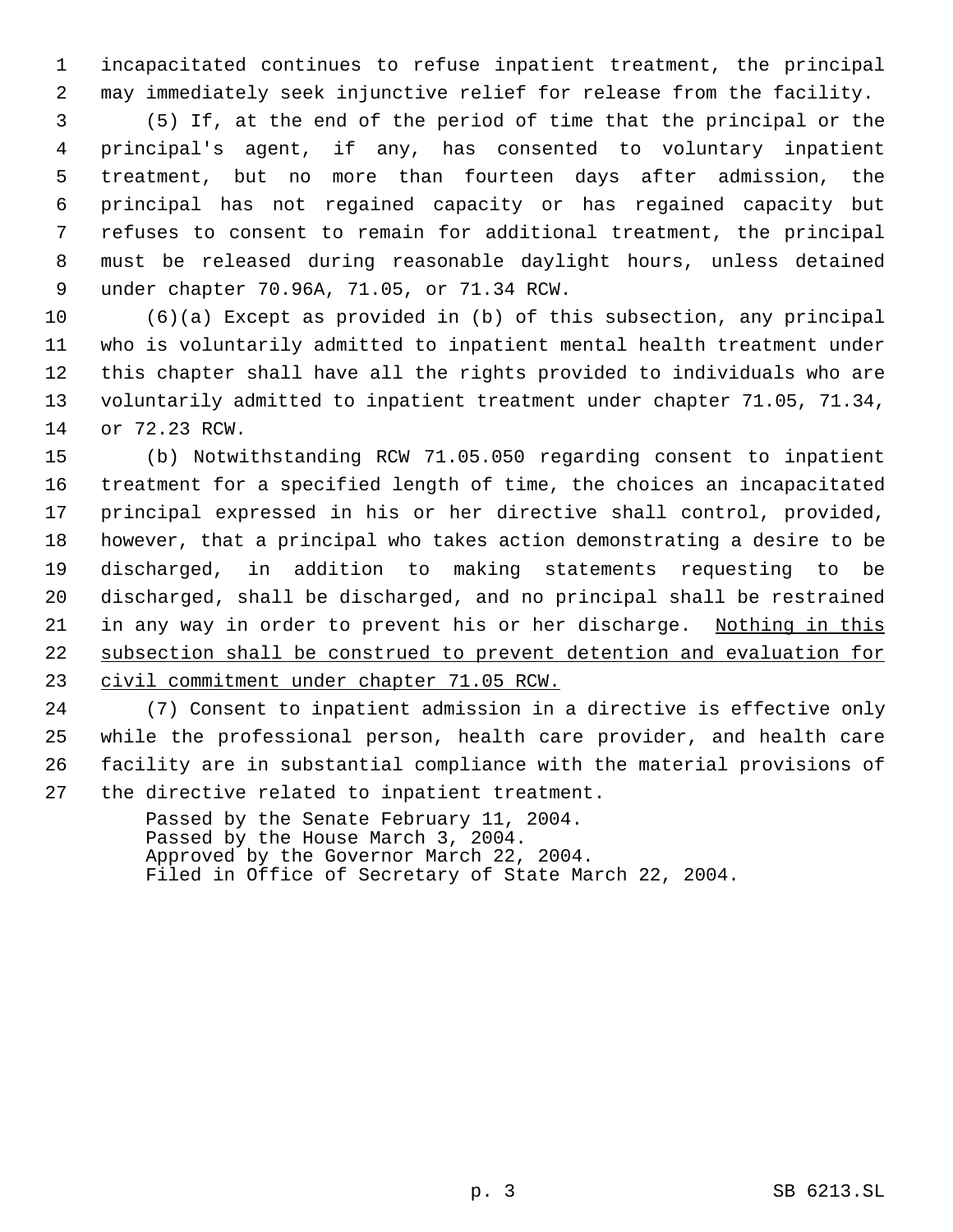incapacitated continues to refuse inpatient treatment, the principal may immediately seek injunctive relief for release from the facility.

(5) If, at the end of the period of time that the principal or the principal's agent, if any, has consented to voluntary inpatient treatment, but no more than fourteen days after admission, the principal has not regained capacity or has regained capacity but refuses to consent to remain for additional treatment, the principal must be released during reasonable daylight hours, unless detained under chapter 70.96A, 71.05, or 71.34 RCW.

(6)(a) Except as provided in (b) of this subsection, any principal who is voluntarily admitted to inpatient mental health treatment under this chapter shall have all the rights provided to individuals who are voluntarily admitted to inpatient treatment under chapter 71.05, 71.34, or 72.23 RCW.

(b) Notwithstanding RCW 71.05.050 regarding consent to inpatient treatment for a specified length of time, the choices an incapacitated principal expressed in his or her directive shall control, provided, however, that a principal who takes action demonstrating a desire to be discharged, in addition to making statements requesting to be discharged, shall be discharged, and no principal shall be restrained in any way in order to prevent his or her discharge. <u>Nothing in this subsection shall be construed to prevent detention and evaluation for civil commitment under chapter 71.05 RCW.</u>

(7) Consent to inpatient admission in a directive is effective only while the professional person, health care provider, and health care facility are in substantial compliance with the material provisions of the directive related to inpatient treatment.

Passed by the Senate February 11, 2004.
Passed by the House March 3, 2004.
Approved by the Governor March 22, 2004.
Filed in Office of Secretary of State March 22, 2004.